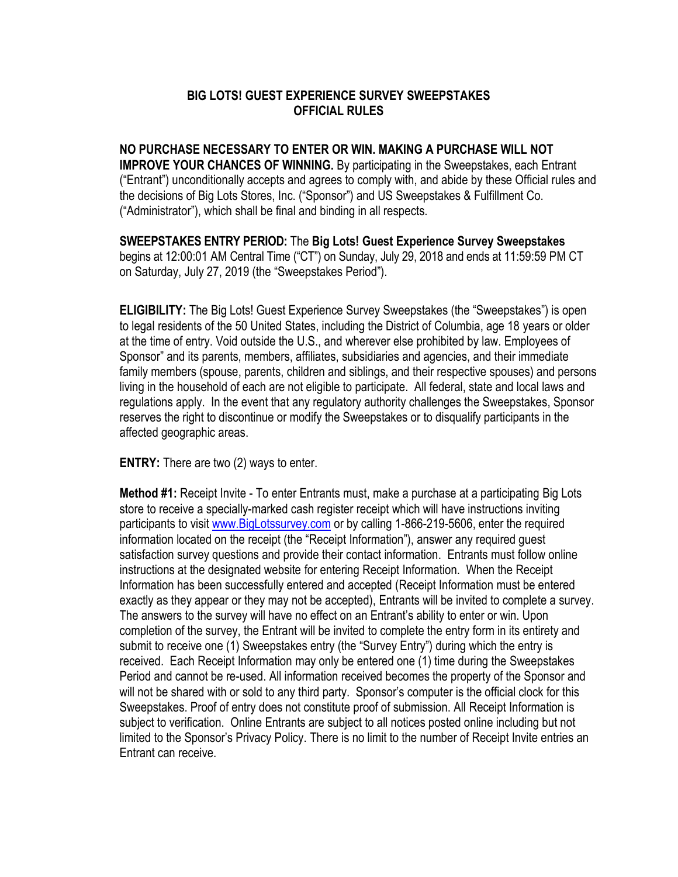# BIG LOTS! GUEST EXPERIENCE SURVEY SWEEPSTAKES
## OFFICIAL RULES

**NO PURCHASE NECESSARY TO ENTER OR WIN. MAKING A PURCHASE WILL NOT IMPROVE YOUR CHANCES OF WINNING.** By participating in the Sweepstakes, each Entrant ("Entrant") unconditionally accepts and agrees to comply with, and abide by these Official rules and the decisions of Big Lots Stores, Inc. ("Sponsor") and US Sweepstakes & Fulfillment Co. ("Administrator"), which shall be final and binding in all respects.

**SWEEPSTAKES ENTRY PERIOD:** The **Big Lots! Guest Experience Survey Sweepstakes** begins at 12:00:01 AM Central Time ("CT") on Sunday, July 29, 2018 and ends at 11:59:59 PM CT on Saturday, July 27, 2019 (the "Sweepstakes Period").

**ELIGIBILITY:** The Big Lots! Guest Experience Survey Sweepstakes (the "Sweepstakes") is open to legal residents of the 50 United States, including the District of Columbia, age 18 years or older at the time of entry. Void outside the U.S., and wherever else prohibited by law. Employees of Sponsor" and its parents, members, affiliates, subsidiaries and agencies, and their immediate family members (spouse, parents, children and siblings, and their respective spouses) and persons living in the household of each are not eligible to participate. All federal, state and local laws and regulations apply. In the event that any regulatory authority challenges the Sweepstakes, Sponsor reserves the right to discontinue or modify the Sweepstakes or to disqualify participants in the affected geographic areas.

**ENTRY:** There are two (2) ways to enter.

**Method #1:** Receipt Invite - To enter Entrants must, make a purchase at a participating Big Lots store to receive a specially-marked cash register receipt which will have instructions inviting participants to visit www.BigLotssurvey.com or by calling 1-866-219-5606, enter the required information located on the receipt (the "Receipt Information"), answer any required guest satisfaction survey questions and provide their contact information. Entrants must follow online instructions at the designated website for entering Receipt Information. When the Receipt Information has been successfully entered and accepted (Receipt Information must be entered exactly as they appear or they may not be accepted), Entrants will be invited to complete a survey. The answers to the survey will have no effect on an Entrant's ability to enter or win. Upon completion of the survey, the Entrant will be invited to complete the entry form in its entirety and submit to receive one (1) Sweepstakes entry (the "Survey Entry") during which the entry is received. Each Receipt Information may only be entered one (1) time during the Sweepstakes Period and cannot be re-used. All information received becomes the property of the Sponsor and will not be shared with or sold to any third party. Sponsor's computer is the official clock for this Sweepstakes. Proof of entry does not constitute proof of submission. All Receipt Information is subject to verification. Online Entrants are subject to all notices posted online including but not limited to the Sponsor's Privacy Policy. There is no limit to the number of Receipt Invite entries an Entrant can receive.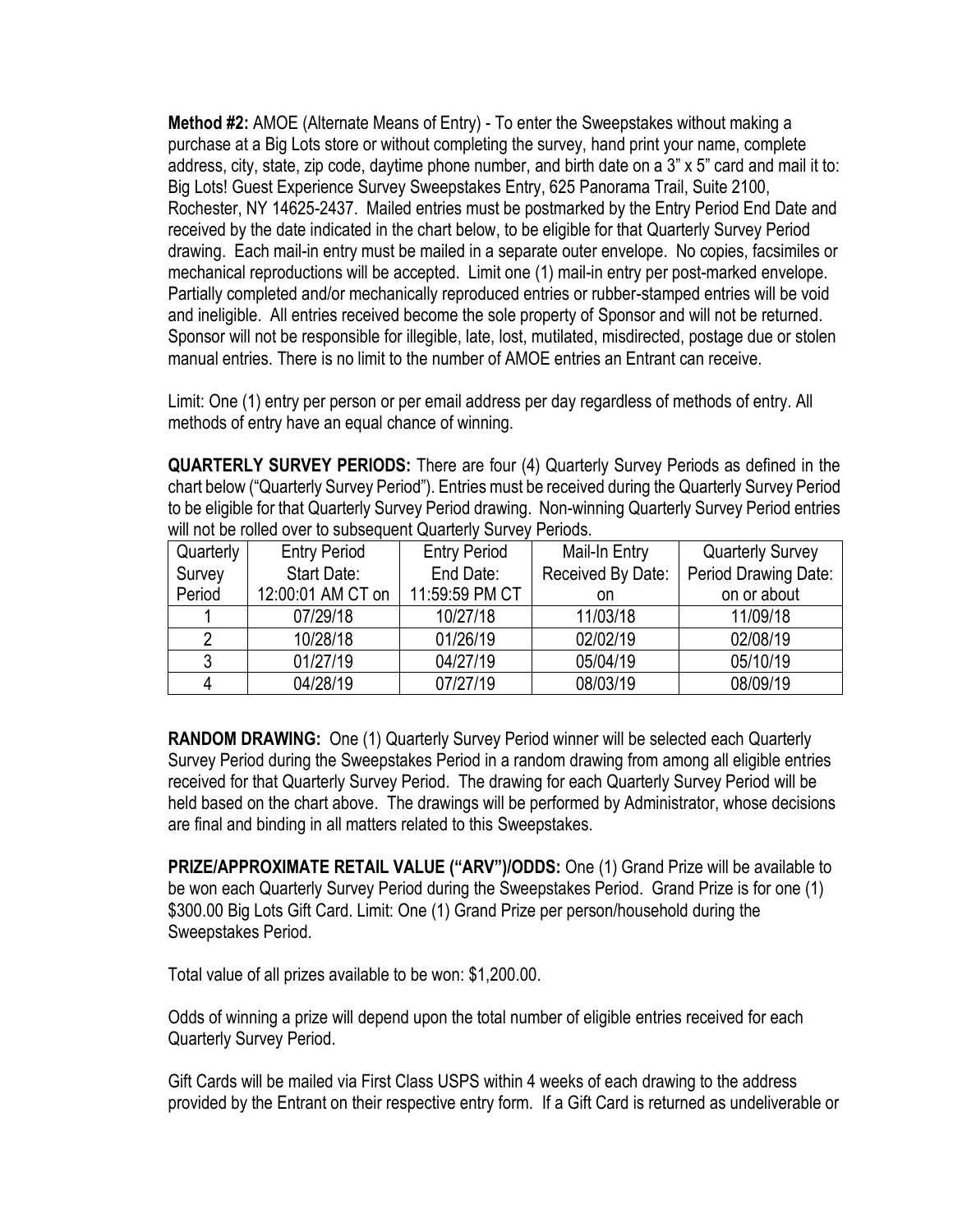**Method #2:** AMOE (Alternate Means of Entry) - To enter the Sweepstakes without making a purchase at a Big Lots store or without completing the survey, hand print your name, complete address, city, state, zip code, daytime phone number, and birth date on a 3" x 5" card and mail it to: Big Lots! Guest Experience Survey Sweepstakes Entry, 625 Panorama Trail, Suite 2100, Rochester, NY 14625-2437. Mailed entries must be postmarked by the Entry Period End Date and received by the date indicated in the chart below, to be eligible for that Quarterly Survey Period drawing. Each mail-in entry must be mailed in a separate outer envelope. No copies, facsimiles or mechanical reproductions will be accepted. Limit one (1) mail-in entry per post-marked envelope. Partially completed and/or mechanically reproduced entries or rubber-stamped entries will be void and ineligible. All entries received become the sole property of Sponsor and will not be returned. Sponsor will not be responsible for illegible, late, lost, mutilated, misdirected, postage due or stolen manual entries. There is no limit to the number of AMOE entries an Entrant can receive.

Limit: One (1) entry per person or per email address per day regardless of methods of entry. All methods of entry have an equal chance of winning.

**QUARTERLY SURVEY PERIODS:** There are four (4) Quarterly Survey Periods as defined in the chart below ("Quarterly Survey Period"). Entries must be received during the Quarterly Survey Period to be eligible for that Quarterly Survey Period drawing. Non-winning Quarterly Survey Period entries will not be rolled over to subsequent Quarterly Survey Periods.

| Quarterly Survey Period | Entry Period Start Date: 12:00:01 AM CT on | Entry Period End Date: 11:59:59 PM CT | Mail-In Entry Received By Date: on | Quarterly Survey Period Drawing Date: on or about |
|---|---|---|---|---|
| 1 | 07/29/18 | 10/27/18 | 11/03/18 | 11/09/18 |
| 2 | 10/28/18 | 01/26/19 | 02/02/19 | 02/08/19 |
| 3 | 01/27/19 | 04/27/19 | 05/04/19 | 05/10/19 |
| 4 | 04/28/19 | 07/27/19 | 08/03/19 | 08/09/19 |

**RANDOM DRAWING:** One (1) Quarterly Survey Period winner will be selected each Quarterly Survey Period during the Sweepstakes Period in a random drawing from among all eligible entries received for that Quarterly Survey Period. The drawing for each Quarterly Survey Period will be held based on the chart above. The drawings will be performed by Administrator, whose decisions are final and binding in all matters related to this Sweepstakes.

**PRIZE/APPROXIMATE RETAIL VALUE ("ARV")/ODDS:** One (1) Grand Prize will be available to be won each Quarterly Survey Period during the Sweepstakes Period. Grand Prize is for one (1) $300.00 Big Lots Gift Card. Limit: One (1) Grand Prize per person/household during the Sweepstakes Period.

Total value of all prizes available to be won: $1,200.00.

Odds of winning a prize will depend upon the total number of eligible entries received for each Quarterly Survey Period.

Gift Cards will be mailed via First Class USPS within 4 weeks of each drawing to the address provided by the Entrant on their respective entry form. If a Gift Card is returned as undeliverable or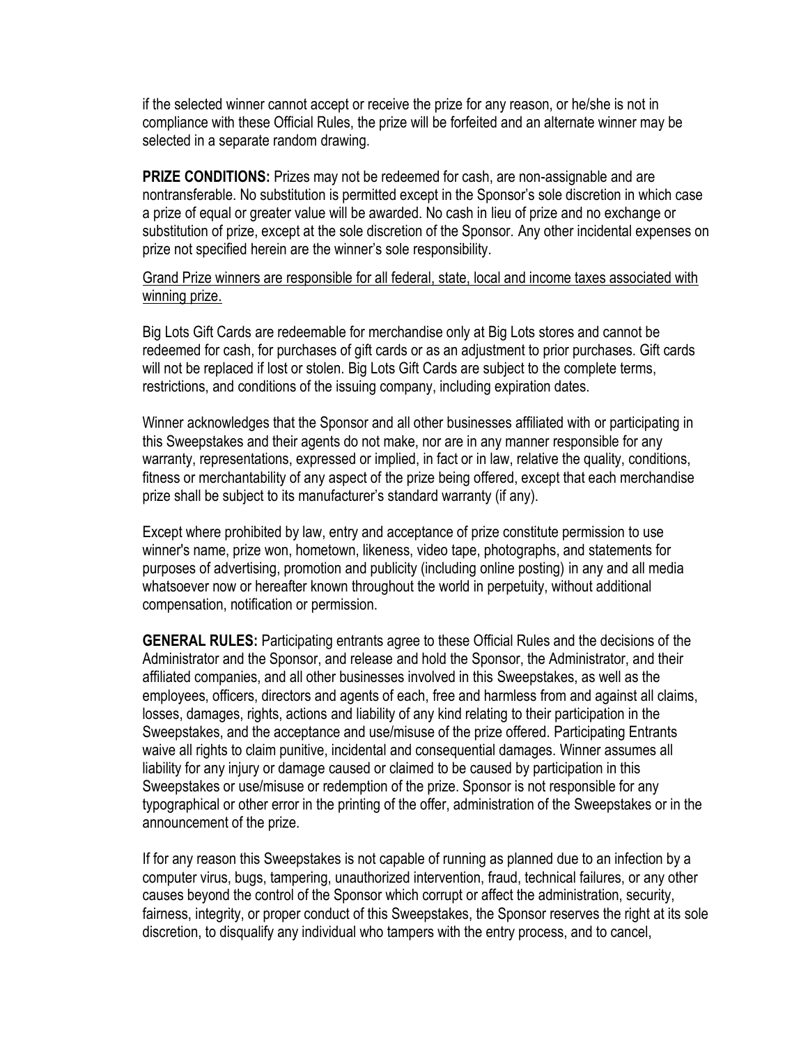if the selected winner cannot accept or receive the prize for any reason, or he/she is not in compliance with these Official Rules, the prize will be forfeited and an alternate winner may be selected in a separate random drawing.

**PRIZE CONDITIONS:** Prizes may not be redeemed for cash, are non-assignable and are nontransferable. No substitution is permitted except in the Sponsor's sole discretion in which case a prize of equal or greater value will be awarded. No cash in lieu of prize and no exchange or substitution of prize, except at the sole discretion of the Sponsor. Any other incidental expenses on prize not specified herein are the winner's sole responsibility.

<u>Grand Prize winners are responsible for all federal, state, local and income taxes associated with winning prize.</u>

Big Lots Gift Cards are redeemable for merchandise only at Big Lots stores and cannot be redeemed for cash, for purchases of gift cards or as an adjustment to prior purchases. Gift cards will not be replaced if lost or stolen. Big Lots Gift Cards are subject to the complete terms, restrictions, and conditions of the issuing company, including expiration dates.

Winner acknowledges that the Sponsor and all other businesses affiliated with or participating in this Sweepstakes and their agents do not make, nor are in any manner responsible for any warranty, representations, expressed or implied, in fact or in law, relative the quality, conditions, fitness or merchantability of any aspect of the prize being offered, except that each merchandise prize shall be subject to its manufacturer's standard warranty (if any).

Except where prohibited by law, entry and acceptance of prize constitute permission to use winner's name, prize won, hometown, likeness, video tape, photographs, and statements for purposes of advertising, promotion and publicity (including online posting) in any and all media whatsoever now or hereafter known throughout the world in perpetuity, without additional compensation, notification or permission.

**GENERAL RULES:** Participating entrants agree to these Official Rules and the decisions of the Administrator and the Sponsor, and release and hold the Sponsor, the Administrator, and their affiliated companies, and all other businesses involved in this Sweepstakes, as well as the employees, officers, directors and agents of each, free and harmless from and against all claims, losses, damages, rights, actions and liability of any kind relating to their participation in the Sweepstakes, and the acceptance and use/misuse of the prize offered. Participating Entrants waive all rights to claim punitive, incidental and consequential damages. Winner assumes all liability for any injury or damage caused or claimed to be caused by participation in this Sweepstakes or use/misuse or redemption of the prize. Sponsor is not responsible for any typographical or other error in the printing of the offer, administration of the Sweepstakes or in the announcement of the prize.

If for any reason this Sweepstakes is not capable of running as planned due to an infection by a computer virus, bugs, tampering, unauthorized intervention, fraud, technical failures, or any other causes beyond the control of the Sponsor which corrupt or affect the administration, security, fairness, integrity, or proper conduct of this Sweepstakes, the Sponsor reserves the right at its sole discretion, to disqualify any individual who tampers with the entry process, and to cancel,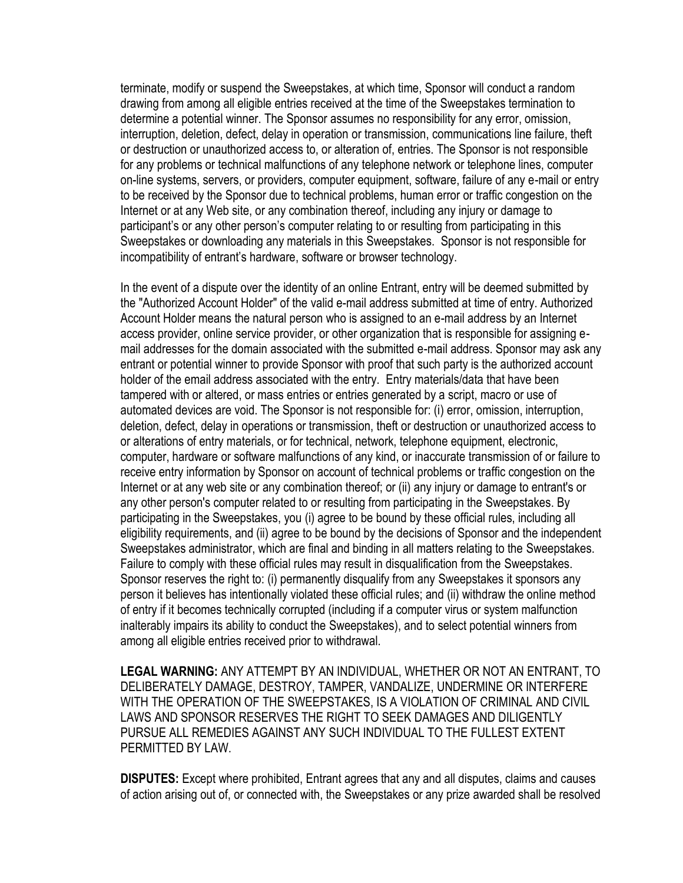terminate, modify or suspend the Sweepstakes, at which time, Sponsor will conduct a random drawing from among all eligible entries received at the time of the Sweepstakes termination to determine a potential winner. The Sponsor assumes no responsibility for any error, omission, interruption, deletion, defect, delay in operation or transmission, communications line failure, theft or destruction or unauthorized access to, or alteration of, entries. The Sponsor is not responsible for any problems or technical malfunctions of any telephone network or telephone lines, computer on-line systems, servers, or providers, computer equipment, software, failure of any e-mail or entry to be received by the Sponsor due to technical problems, human error or traffic congestion on the Internet or at any Web site, or any combination thereof, including any injury or damage to participant's or any other person's computer relating to or resulting from participating in this Sweepstakes or downloading any materials in this Sweepstakes. Sponsor is not responsible for incompatibility of entrant's hardware, software or browser technology.

In the event of a dispute over the identity of an online Entrant, entry will be deemed submitted by the "Authorized Account Holder" of the valid e-mail address submitted at time of entry. Authorized Account Holder means the natural person who is assigned to an e-mail address by an Internet access provider, online service provider, or other organization that is responsible for assigning e-mail addresses for the domain associated with the submitted e-mail address. Sponsor may ask any entrant or potential winner to provide Sponsor with proof that such party is the authorized account holder of the email address associated with the entry. Entry materials/data that have been tampered with or altered, or mass entries or entries generated by a script, macro or use of automated devices are void. The Sponsor is not responsible for: (i) error, omission, interruption, deletion, defect, delay in operations or transmission, theft or destruction or unauthorized access to or alterations of entry materials, or for technical, network, telephone equipment, electronic, computer, hardware or software malfunctions of any kind, or inaccurate transmission of or failure to receive entry information by Sponsor on account of technical problems or traffic congestion on the Internet or at any web site or any combination thereof; or (ii) any injury or damage to entrant's or any other person's computer related to or resulting from participating in the Sweepstakes. By participating in the Sweepstakes, you (i) agree to be bound by these official rules, including all eligibility requirements, and (ii) agree to be bound by the decisions of Sponsor and the independent Sweepstakes administrator, which are final and binding in all matters relating to the Sweepstakes. Failure to comply with these official rules may result in disqualification from the Sweepstakes. Sponsor reserves the right to: (i) permanently disqualify from any Sweepstakes it sponsors any person it believes has intentionally violated these official rules; and (ii) withdraw the online method of entry if it becomes technically corrupted (including if a computer virus or system malfunction inalterably impairs its ability to conduct the Sweepstakes), and to select potential winners from among all eligible entries received prior to withdrawal.

**LEGAL WARNING:** ANY ATTEMPT BY AN INDIVIDUAL, WHETHER OR NOT AN ENTRANT, TO DELIBERATELY DAMAGE, DESTROY, TAMPER, VANDALIZE, UNDERMINE OR INTERFERE WITH THE OPERATION OF THE SWEEPSTAKES, IS A VIOLATION OF CRIMINAL AND CIVIL LAWS AND SPONSOR RESERVES THE RIGHT TO SEEK DAMAGES AND DILIGENTLY PURSUE ALL REMEDIES AGAINST ANY SUCH INDIVIDUAL TO THE FULLEST EXTENT PERMITTED BY LAW.

**DISPUTES:** Except where prohibited, Entrant agrees that any and all disputes, claims and causes of action arising out of, or connected with, the Sweepstakes or any prize awarded shall be resolved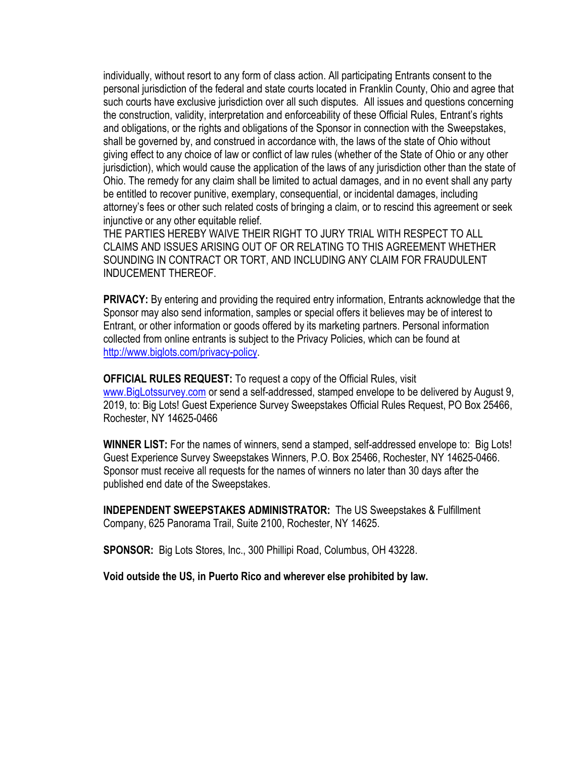individually, without resort to any form of class action. All participating Entrants consent to the personal jurisdiction of the federal and state courts located in Franklin County, Ohio and agree that such courts have exclusive jurisdiction over all such disputes. All issues and questions concerning the construction, validity, interpretation and enforceability of these Official Rules, Entrant's rights and obligations, or the rights and obligations of the Sponsor in connection with the Sweepstakes, shall be governed by, and construed in accordance with, the laws of the state of Ohio without giving effect to any choice of law or conflict of law rules (whether of the State of Ohio or any other jurisdiction), which would cause the application of the laws of any jurisdiction other than the state of Ohio. The remedy for any claim shall be limited to actual damages, and in no event shall any party be entitled to recover punitive, exemplary, consequential, or incidental damages, including attorney's fees or other such related costs of bringing a claim, or to rescind this agreement or seek injunctive or any other equitable relief.
THE PARTIES HEREBY WAIVE THEIR RIGHT TO JURY TRIAL WITH RESPECT TO ALL CLAIMS AND ISSUES ARISING OUT OF OR RELATING TO THIS AGREEMENT WHETHER SOUNDING IN CONTRACT OR TORT, AND INCLUDING ANY CLAIM FOR FRAUDULENT INDUCEMENT THEREOF.

**PRIVACY:** By entering and providing the required entry information, Entrants acknowledge that the Sponsor may also send information, samples or special offers it believes may be of interest to Entrant, or other information or goods offered by its marketing partners. Personal information collected from online entrants is subject to the Privacy Policies, which can be found at [http://www.biglots.com/privacy-policy](http://www.biglots.com/privacy-policy).

**OFFICIAL RULES REQUEST:** To request a copy of the Official Rules, visit [www.BigLotssurvey.com](http://www.BigLotssurvey.com) or send a self-addressed, stamped envelope to be delivered by August 9, 2019, to: Big Lots! Guest Experience Survey Sweepstakes Official Rules Request, PO Box 25466, Rochester, NY 14625-0466

**WINNER LIST:** For the names of winners, send a stamped, self-addressed envelope to: Big Lots! Guest Experience Survey Sweepstakes Winners, P.O. Box 25466, Rochester, NY 14625-0466. Sponsor must receive all requests for the names of winners no later than 30 days after the published end date of the Sweepstakes.

**INDEPENDENT SWEEPSTAKES ADMINISTRATOR:** The US Sweepstakes & Fulfillment Company, 625 Panorama Trail, Suite 2100, Rochester, NY 14625.

**SPONSOR:** Big Lots Stores, Inc., 300 Phillipi Road, Columbus, OH 43228.

**Void outside the US, in Puerto Rico and wherever else prohibited by law.**